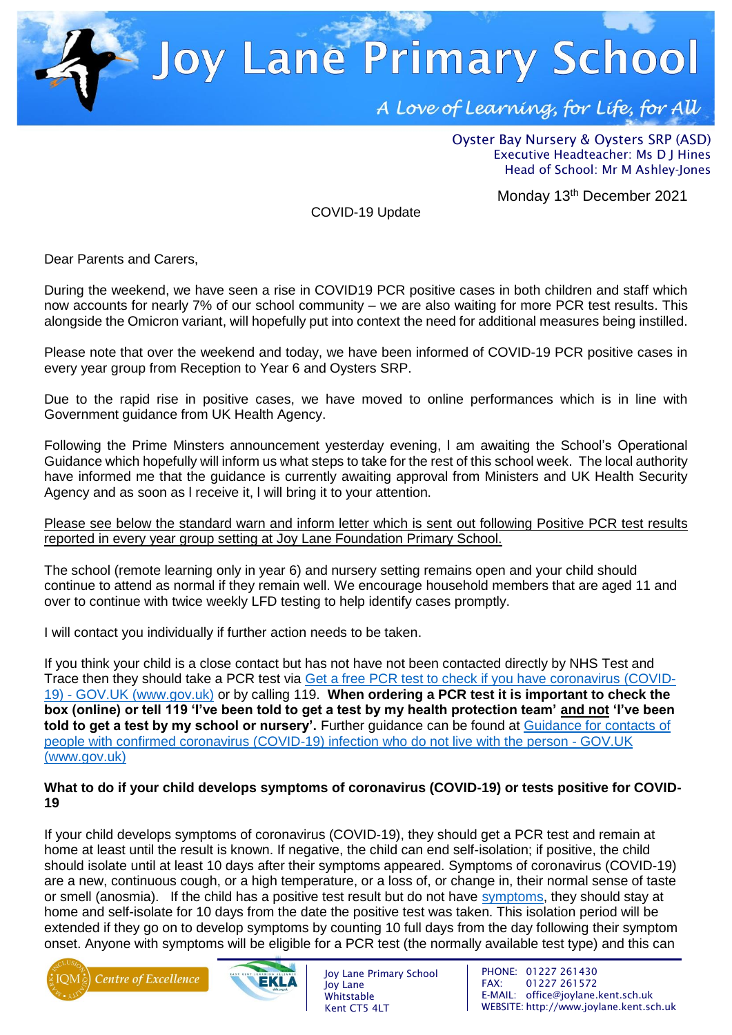# Joy Lane Primary School

*A Love of Learning, for Life, for All*

Oyster Bay Nursery & Oysters SRP (ASD)
Executive Headteacher: Ms D J Hines
Head of School: Mr M Ashley-Jones

Monday 13th December 2021

COVID-19 Update

Dear Parents and Carers,

During the weekend, we have seen a rise in COVID19 PCR positive cases in both children and staff which now accounts for nearly 7% of our school community – we are also waiting for more PCR test results. This alongside the Omicron variant, will hopefully put into context the need for additional measures being instilled.

Please note that over the weekend and today, we have been informed of COVID-19 PCR positive cases in every year group from Reception to Year 6 and Oysters SRP.

Due to the rapid rise in positive cases, we have moved to online performances which is in line with Government guidance from UK Health Agency.

Following the Prime Minsters announcement yesterday evening, I am awaiting the School's Operational Guidance which hopefully will inform us what steps to take for the rest of this school week. The local authority have informed me that the guidance is currently awaiting approval from Ministers and UK Health Security Agency and as soon as I receive it, I will bring it to your attention.

<u>Please see below the standard warn and inform letter which is sent out following Positive PCR test results reported in every year group setting at Joy Lane Foundation Primary School.</u>

The school (remote learning only in year 6) and nursery setting remains open and your child should continue to attend as normal if they remain well. We encourage household members that are aged 11 and over to continue with twice weekly LFD testing to help identify cases promptly.

I will contact you individually if further action needs to be taken.

If you think your child is a close contact but has not have not been contacted directly by NHS Test and Trace then they should take a PCR test via [Get a free PCR test to check if you have coronavirus (COVID-19) - GOV.UK (www.gov.uk)](http://www.gov.uk) or by calling 119. **When ordering a PCR test it is important to check the box (online) or tell 119 'I've been told to get a test by my health protection team' <u>and not</u> 'I've been told to get a test by my school or nursery'.** Further guidance can be found at [Guidance for contacts of people with confirmed coronavirus (COVID-19) infection who do not live with the person - GOV.UK (www.gov.uk)](http://www.gov.uk)

**What to do if your child develops symptoms of coronavirus (COVID-19) or tests positive for COVID-19**

If your child develops symptoms of coronavirus (COVID-19), they should get a PCR test and remain at home at least until the result is known. If negative, the child can end self-isolation; if positive, the child should isolate until at least 10 days after their symptoms appeared. Symptoms of coronavirus (COVID-19) are a new, continuous cough, or a high temperature, or a loss of, or change in, their normal sense of taste or smell (anosmia). If the child has a positive test result but do not have symptoms, they should stay at home and self-isolate for 10 days from the date the positive test was taken. This isolation period will be extended if they go on to develop symptoms by counting 10 full days from the day following their symptom onset. Anyone with symptoms will be eligible for a PCR test (the normally available test type) and this can

Joy Lane Primary School
Joy Lane
Whitstable
Kent CT5 4LT

PHONE: 01227 261430
FAX: 01227 261572
E-MAIL: office@joylane.kent.sch.uk
WEBSITE: http://www.joylane.kent.sch.uk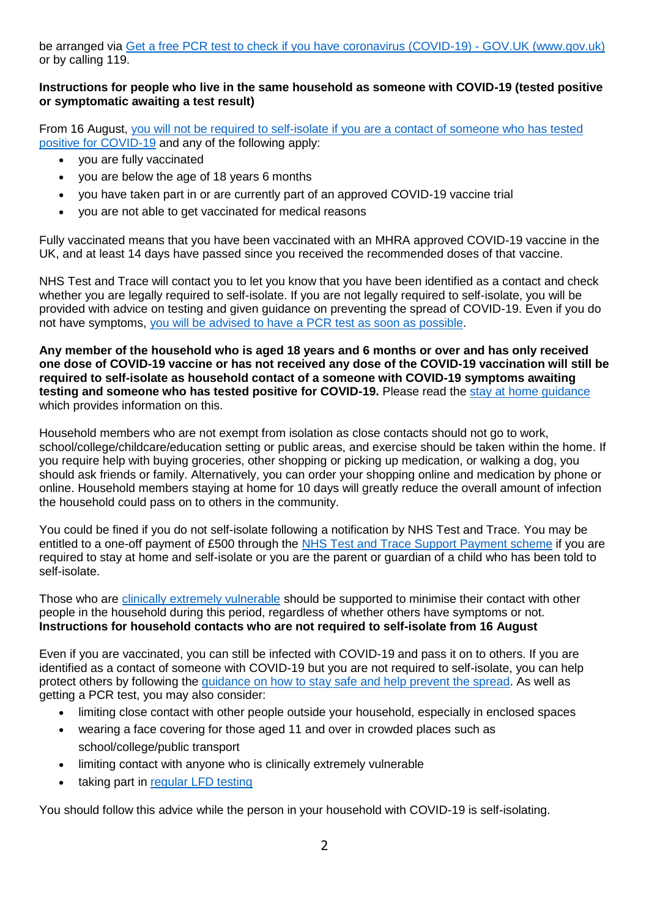be arranged via [Get a free PCR test to check if you have coronavirus (COVID-19) - GOV.UK (www.gov.uk)](www.gov.uk) or by calling 119.

**Instructions for people who live in the same household as someone with COVID-19 (tested positive or symptomatic awaiting a test result)**

From 16 August, you will not be required to self-isolate if you are a contact of someone who has tested positive for COVID-19 and any of the following apply:

- you are fully vaccinated
- you are below the age of 18 years 6 months
- you have taken part in or are currently part of an approved COVID-19 vaccine trial
- you are not able to get vaccinated for medical reasons

Fully vaccinated means that you have been vaccinated with an MHRA approved COVID-19 vaccine in the UK, and at least 14 days have passed since you received the recommended doses of that vaccine.

NHS Test and Trace will contact you to let you know that you have been identified as a contact and check whether you are legally required to self-isolate. If you are not legally required to self-isolate, you will be provided with advice on testing and given guidance on preventing the spread of COVID-19. Even if you do not have symptoms, you will be advised to have a PCR test as soon as possible.

**Any member of the household who is aged 18 years and 6 months or over and has only received one dose of COVID-19 vaccine or has not received any dose of the COVID-19 vaccination will still be required to self-isolate as household contact of a someone with COVID-19 symptoms awaiting testing and someone who has tested positive for COVID-19.** Please read the stay at home guidance which provides information on this.

Household members who are not exempt from isolation as close contacts should not go to work, school/college/childcare/education setting or public areas, and exercise should be taken within the home. If you require help with buying groceries, other shopping or picking up medication, or walking a dog, you should ask friends or family. Alternatively, you can order your shopping online and medication by phone or online. Household members staying at home for 10 days will greatly reduce the overall amount of infection the household could pass on to others in the community.

You could be fined if you do not self-isolate following a notification by NHS Test and Trace. You may be entitled to a one-off payment of £500 through the NHS Test and Trace Support Payment scheme if you are required to stay at home and self-isolate or you are the parent or guardian of a child who has been told to self-isolate.

Those who are clinically extremely vulnerable should be supported to minimise their contact with other people in the household during this period, regardless of whether others have symptoms or not.

**Instructions for household contacts who are not required to self-isolate from 16 August**

Even if you are vaccinated, you can still be infected with COVID-19 and pass it on to others. If you are identified as a contact of someone with COVID-19 but you are not required to self-isolate, you can help protect others by following the guidance on how to stay safe and help prevent the spread. As well as getting a PCR test, you may also consider:

- limiting close contact with other people outside your household, especially in enclosed spaces
- wearing a face covering for those aged 11 and over in crowded places such as school/college/public transport
- limiting contact with anyone who is clinically extremely vulnerable
- taking part in regular LFD testing

You should follow this advice while the person in your household with COVID-19 is self-isolating.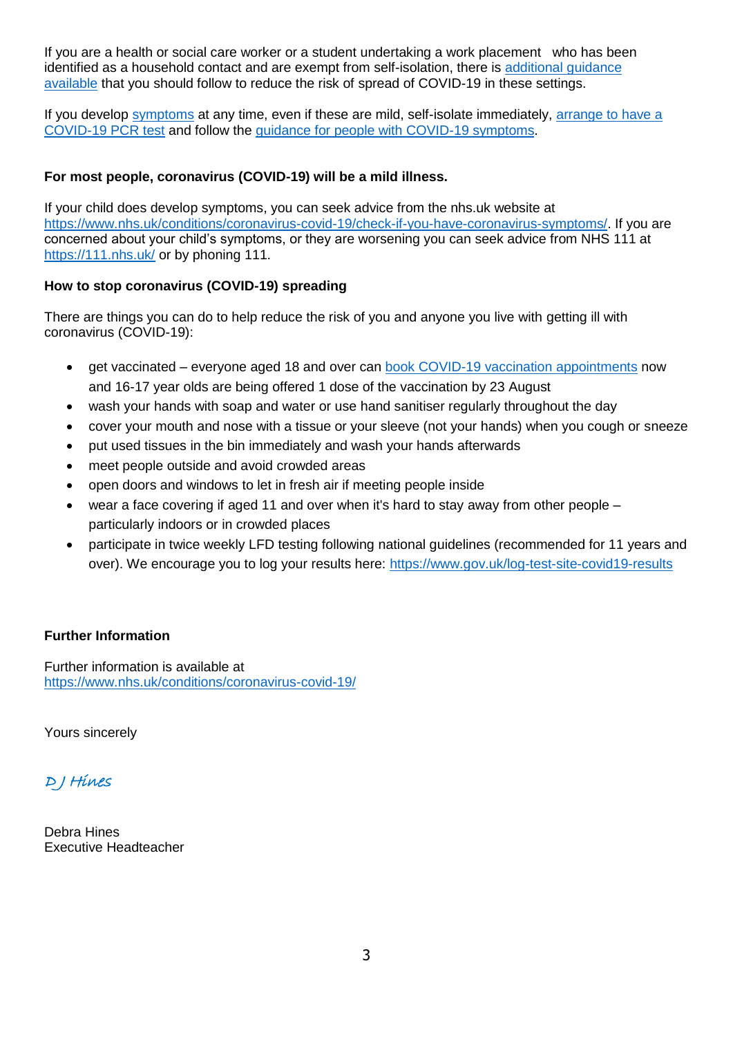If you are a health or social care worker or a student undertaking a work placement who has been identified as a household contact and are exempt from self-isolation, there is additional guidance available that you should follow to reduce the risk of spread of COVID-19 in these settings.

If you develop symptoms at any time, even if these are mild, self-isolate immediately, arrange to have a COVID-19 PCR test and follow the guidance for people with COVID-19 symptoms.

**For most people, coronavirus (COVID-19) will be a mild illness.**

If your child does develop symptoms, you can seek advice from the nhs.uk website at https://www.nhs.uk/conditions/coronavirus-covid-19/check-if-you-have-coronavirus-symptoms/. If you are concerned about your child's symptoms, or they are worsening you can seek advice from NHS 111 at https://111.nhs.uk/ or by phoning 111.

**How to stop coronavirus (COVID-19) spreading**

There are things you can do to help reduce the risk of you and anyone you live with getting ill with coronavirus (COVID-19):

- get vaccinated – everyone aged 18 and over can book COVID-19 vaccination appointments now and 16-17 year olds are being offered 1 dose of the vaccination by 23 August
- wash your hands with soap and water or use hand sanitiser regularly throughout the day
- cover your mouth and nose with a tissue or your sleeve (not your hands) when you cough or sneeze
- put used tissues in the bin immediately and wash your hands afterwards
- meet people outside and avoid crowded areas
- open doors and windows to let in fresh air if meeting people inside
- wear a face covering if aged 11 and over when it's hard to stay away from other people – particularly indoors or in crowded places
- participate in twice weekly LFD testing following national guidelines (recommended for 11 years and over). We encourage you to log your results here: https://www.gov.uk/log-test-site-covid19-results

**Further Information**

Further information is available at https://www.nhs.uk/conditions/coronavirus-covid-19/

Yours sincerely

*D J Hines*

Debra Hines
Executive Headteacher